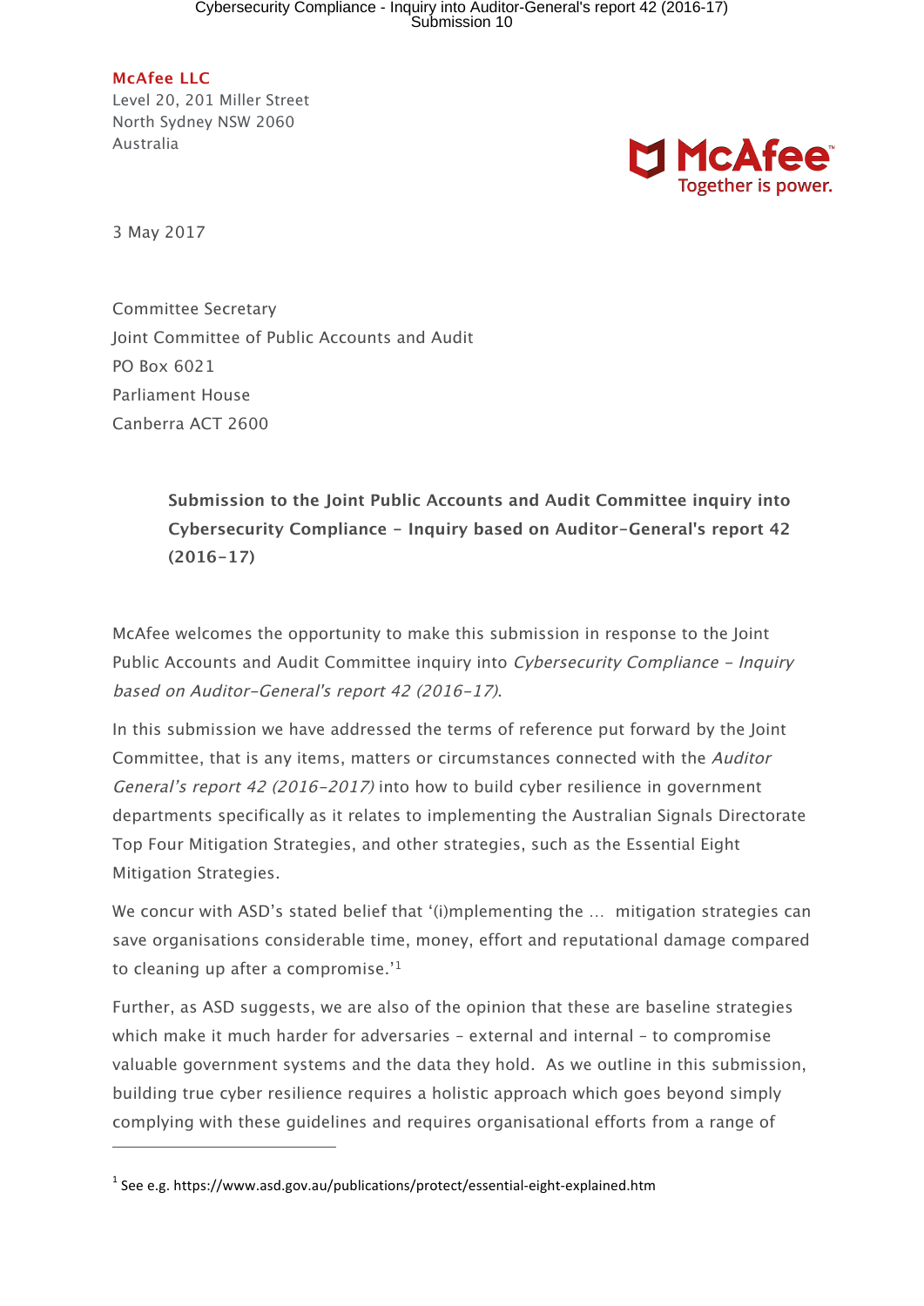**McAfee LLC**
Level 20, 201 Miller Street
North Sydney NSW 2060
Australia

McAfee
Together is power.

3 May 2017

Committee Secretary
Joint Committee of Public Accounts and Audit
PO Box 6021
Parliament House
Canberra ACT 2600

**Submission to the Joint Public Accounts and Audit Committee inquiry into Cybersecurity Compliance – Inquiry based on Auditor-General's report 42 (2016-17)**

McAfee welcomes the opportunity to make this submission in response to the Joint Public Accounts and Audit Committee inquiry into *Cybersecurity Compliance – Inquiry based on Auditor-General's report 42 (2016-17)*.

In this submission we have addressed the terms of reference put forward by the Joint Committee, that is any items, matters or circumstances connected with the *Auditor General's report 42 (2016-2017)* into how to build cyber resilience in government departments specifically as it relates to implementing the Australian Signals Directorate Top Four Mitigation Strategies, and other strategies, such as the Essential Eight Mitigation Strategies.

We concur with ASD's stated belief that '(i)mplementing the … mitigation strategies can save organisations considerable time, money, effort and reputational damage compared to cleaning up after a compromise.'[1]

Further, as ASD suggests, we are also of the opinion that these are baseline strategies which make it much harder for adversaries – external and internal – to compromise valuable government systems and the data they hold. As we outline in this submission, building true cyber resilience requires a holistic approach which goes beyond simply complying with these guidelines and requires organisational efforts from a range of

---

[1] See e.g. https://www.asd.gov.au/publications/protect/essential-eight-explained.htm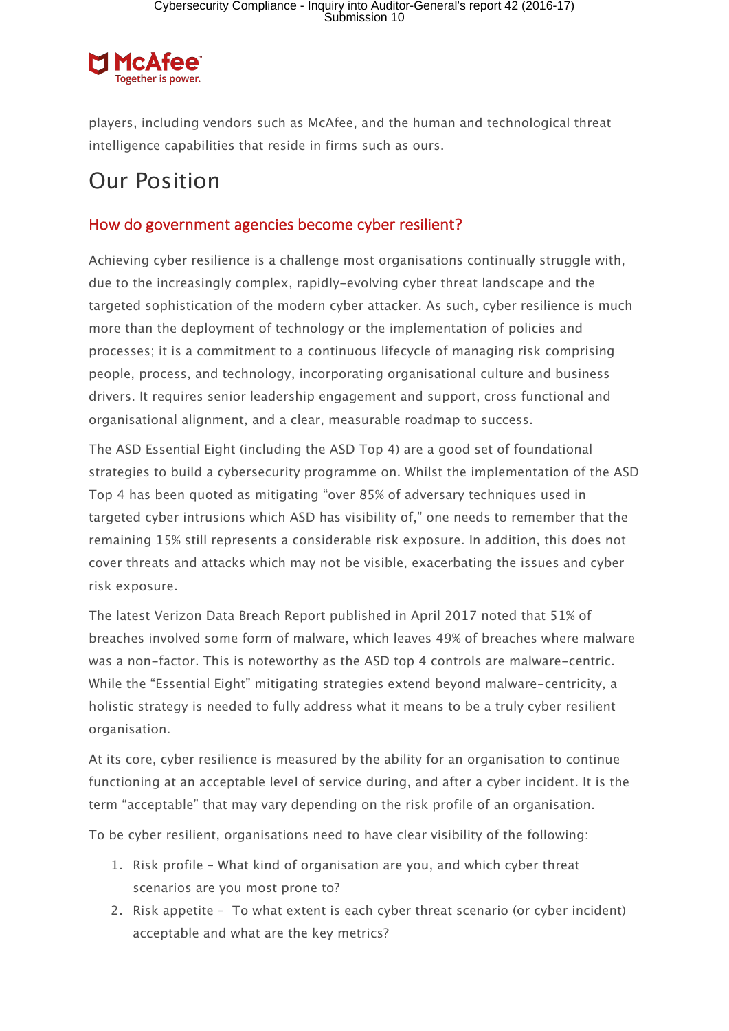players, including vendors such as McAfee, and the human and technological threat intelligence capabilities that reside in firms such as ours.

# Our Position

## How do government agencies become cyber resilient?

Achieving cyber resilience is a challenge most organisations continually struggle with, due to the increasingly complex, rapidly-evolving cyber threat landscape and the targeted sophistication of the modern cyber attacker. As such, cyber resilience is much more than the deployment of technology or the implementation of policies and processes; it is a commitment to a continuous lifecycle of managing risk comprising people, process, and technology, incorporating organisational culture and business drivers. It requires senior leadership engagement and support, cross functional and organisational alignment, and a clear, measurable roadmap to success.

The ASD Essential Eight (including the ASD Top 4) are a good set of foundational strategies to build a cybersecurity programme on. Whilst the implementation of the ASD Top 4 has been quoted as mitigating "over 85% of adversary techniques used in targeted cyber intrusions which ASD has visibility of," one needs to remember that the remaining 15% still represents a considerable risk exposure. In addition, this does not cover threats and attacks which may not be visible, exacerbating the issues and cyber risk exposure.

The latest Verizon Data Breach Report published in April 2017 noted that 51% of breaches involved some form of malware, which leaves 49% of breaches where malware was a non-factor. This is noteworthy as the ASD top 4 controls are malware-centric. While the "Essential Eight" mitigating strategies extend beyond malware-centricity, a holistic strategy is needed to fully address what it means to be a truly cyber resilient organisation.

At its core, cyber resilience is measured by the ability for an organisation to continue functioning at an acceptable level of service during, and after a cyber incident. It is the term "acceptable" that may vary depending on the risk profile of an organisation.

To be cyber resilient, organisations need to have clear visibility of the following:

1. Risk profile – What kind of organisation are you, and which cyber threat scenarios are you most prone to?
2. Risk appetite – To what extent is each cyber threat scenario (or cyber incident) acceptable and what are the key metrics?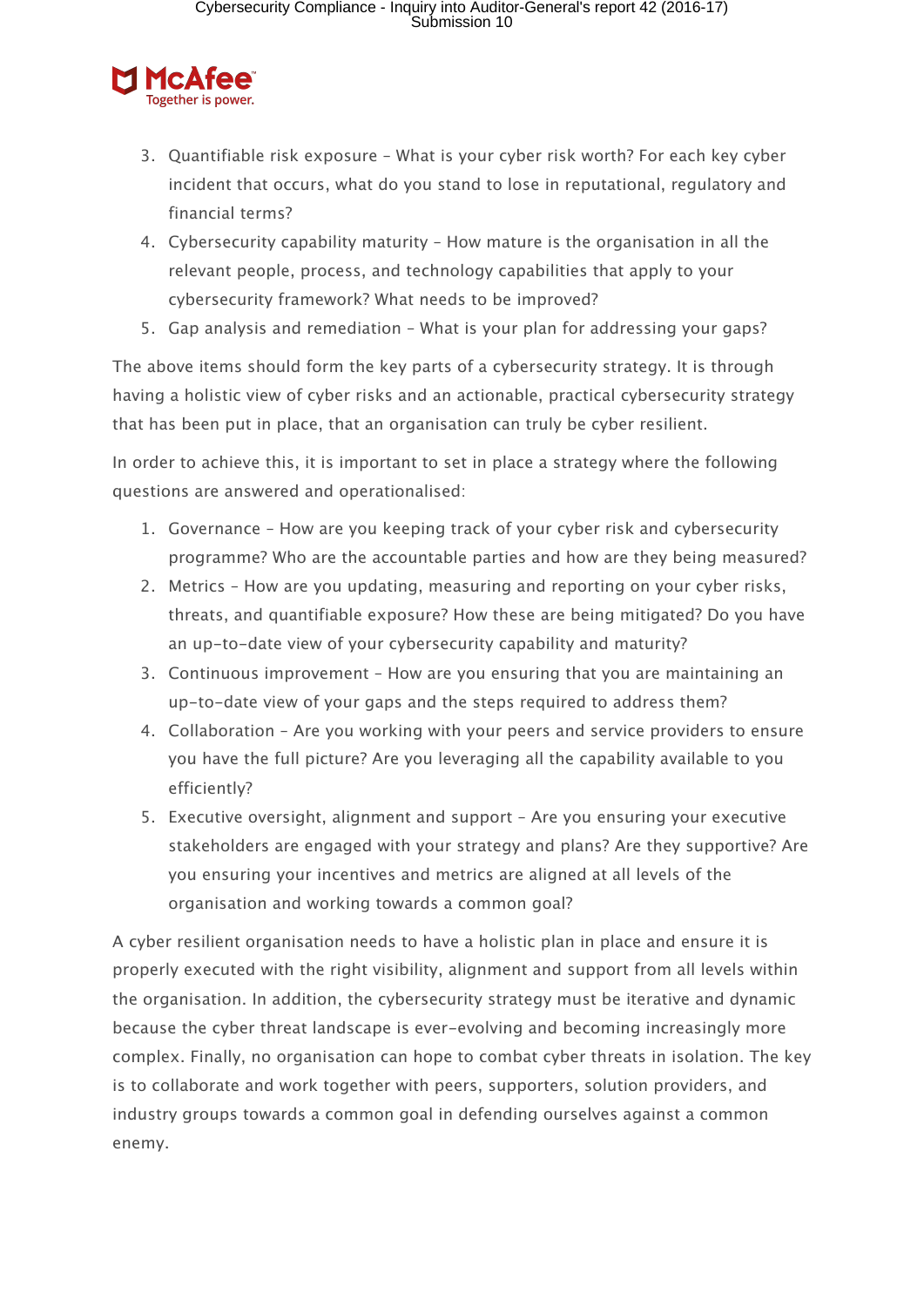3. Quantifiable risk exposure – What is your cyber risk worth? For each key cyber incident that occurs, what do you stand to lose in reputational, regulatory and financial terms?
4. Cybersecurity capability maturity – How mature is the organisation in all the relevant people, process, and technology capabilities that apply to your cybersecurity framework? What needs to be improved?
5. Gap analysis and remediation – What is your plan for addressing your gaps?

The above items should form the key parts of a cybersecurity strategy. It is through having a holistic view of cyber risks and an actionable, practical cybersecurity strategy that has been put in place, that an organisation can truly be cyber resilient.

In order to achieve this, it is important to set in place a strategy where the following questions are answered and operationalised:

1. Governance – How are you keeping track of your cyber risk and cybersecurity programme? Who are the accountable parties and how are they being measured?
2. Metrics – How are you updating, measuring and reporting on your cyber risks, threats, and quantifiable exposure? How these are being mitigated? Do you have an up-to-date view of your cybersecurity capability and maturity?
3. Continuous improvement – How are you ensuring that you are maintaining an up-to-date view of your gaps and the steps required to address them?
4. Collaboration – Are you working with your peers and service providers to ensure you have the full picture? Are you leveraging all the capability available to you efficiently?
5. Executive oversight, alignment and support – Are you ensuring your executive stakeholders are engaged with your strategy and plans? Are they supportive? Are you ensuring your incentives and metrics are aligned at all levels of the organisation and working towards a common goal?

A cyber resilient organisation needs to have a holistic plan in place and ensure it is properly executed with the right visibility, alignment and support from all levels within the organisation. In addition, the cybersecurity strategy must be iterative and dynamic because the cyber threat landscape is ever-evolving and becoming increasingly more complex. Finally, no organisation can hope to combat cyber threats in isolation. The key is to collaborate and work together with peers, supporters, solution providers, and industry groups towards a common goal in defending ourselves against a common enemy.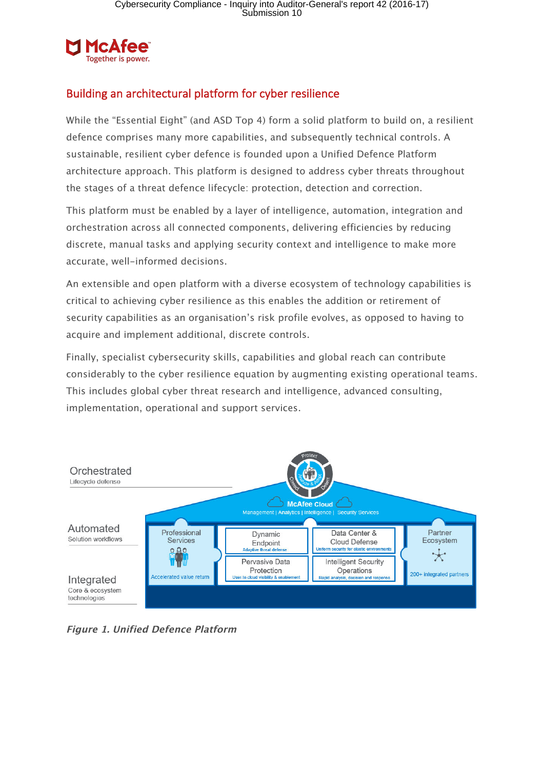## Building an architectural platform for cyber resilience

While the "Essential Eight" (and ASD Top 4) form a solid platform to build on, a resilient defence comprises many more capabilities, and subsequently technical controls. A sustainable, resilient cyber defence is founded upon a Unified Defence Platform architecture approach. This platform is designed to address cyber threats throughout the stages of a threat defence lifecycle: protection, detection and correction.

This platform must be enabled by a layer of intelligence, automation, integration and orchestration across all connected components, delivering efficiencies by reducing discrete, manual tasks and applying security context and intelligence to make more accurate, well-informed decisions.

An extensible and open platform with a diverse ecosystem of technology capabilities is critical to achieving cyber resilience as this enables the addition or retirement of security capabilities as an organisation's risk profile evolves, as opposed to having to acquire and implement additional, discrete controls.

Finally, specialist cybersecurity skills, capabilities and global reach can contribute considerably to the cyber resilience equation by augmenting existing operational teams. This includes global cyber threat research and intelligence, advanced consulting, implementation, operational and support services.

*Figure 1. Unified Defence Platform*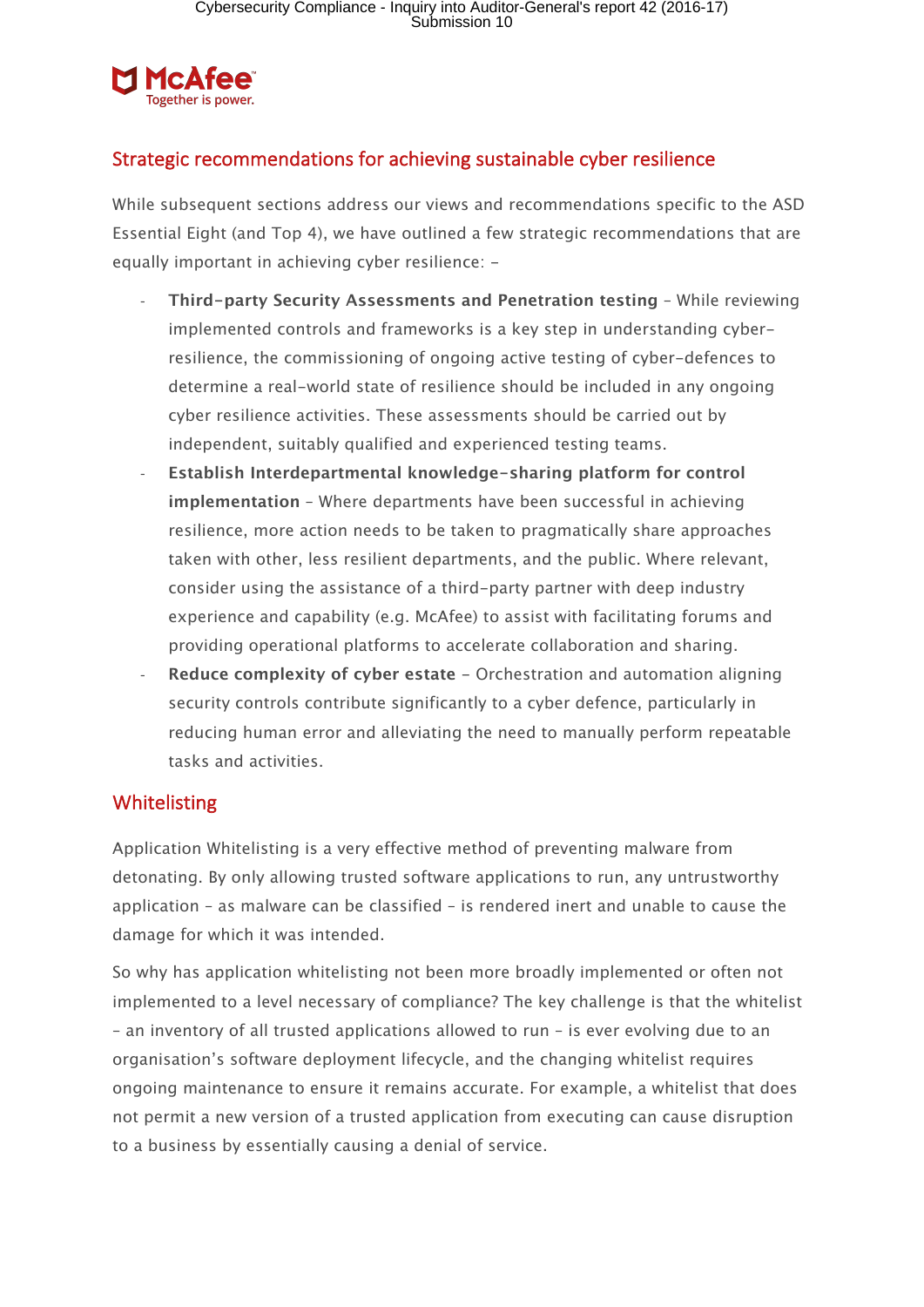## Strategic recommendations for achieving sustainable cyber resilience

While subsequent sections address our views and recommendations specific to the ASD Essential Eight (and Top 4), we have outlined a few strategic recommendations that are equally important in achieving cyber resilience: -

- **Third-party Security Assessments and Penetration testing** - While reviewing implemented controls and frameworks is a key step in understanding cyber-resilience, the commissioning of ongoing active testing of cyber-defences to determine a real-world state of resilience should be included in any ongoing cyber resilience activities. These assessments should be carried out by independent, suitably qualified and experienced testing teams.
- **Establish Interdepartmental knowledge-sharing platform for control implementation** - Where departments have been successful in achieving resilience, more action needs to be taken to pragmatically share approaches taken with other, less resilient departments, and the public. Where relevant, consider using the assistance of a third-party partner with deep industry experience and capability (e.g. McAfee) to assist with facilitating forums and providing operational platforms to accelerate collaboration and sharing.
- **Reduce complexity of cyber estate** - Orchestration and automation aligning security controls contribute significantly to a cyber defence, particularly in reducing human error and alleviating the need to manually perform repeatable tasks and activities.

## Whitelisting

Application Whitelisting is a very effective method of preventing malware from detonating. By only allowing trusted software applications to run, any untrustworthy application - as malware can be classified - is rendered inert and unable to cause the damage for which it was intended.

So why has application whitelisting not been more broadly implemented or often not implemented to a level necessary of compliance? The key challenge is that the whitelist - an inventory of all trusted applications allowed to run - is ever evolving due to an organisation's software deployment lifecycle, and the changing whitelist requires ongoing maintenance to ensure it remains accurate. For example, a whitelist that does not permit a new version of a trusted application from executing can cause disruption to a business by essentially causing a denial of service.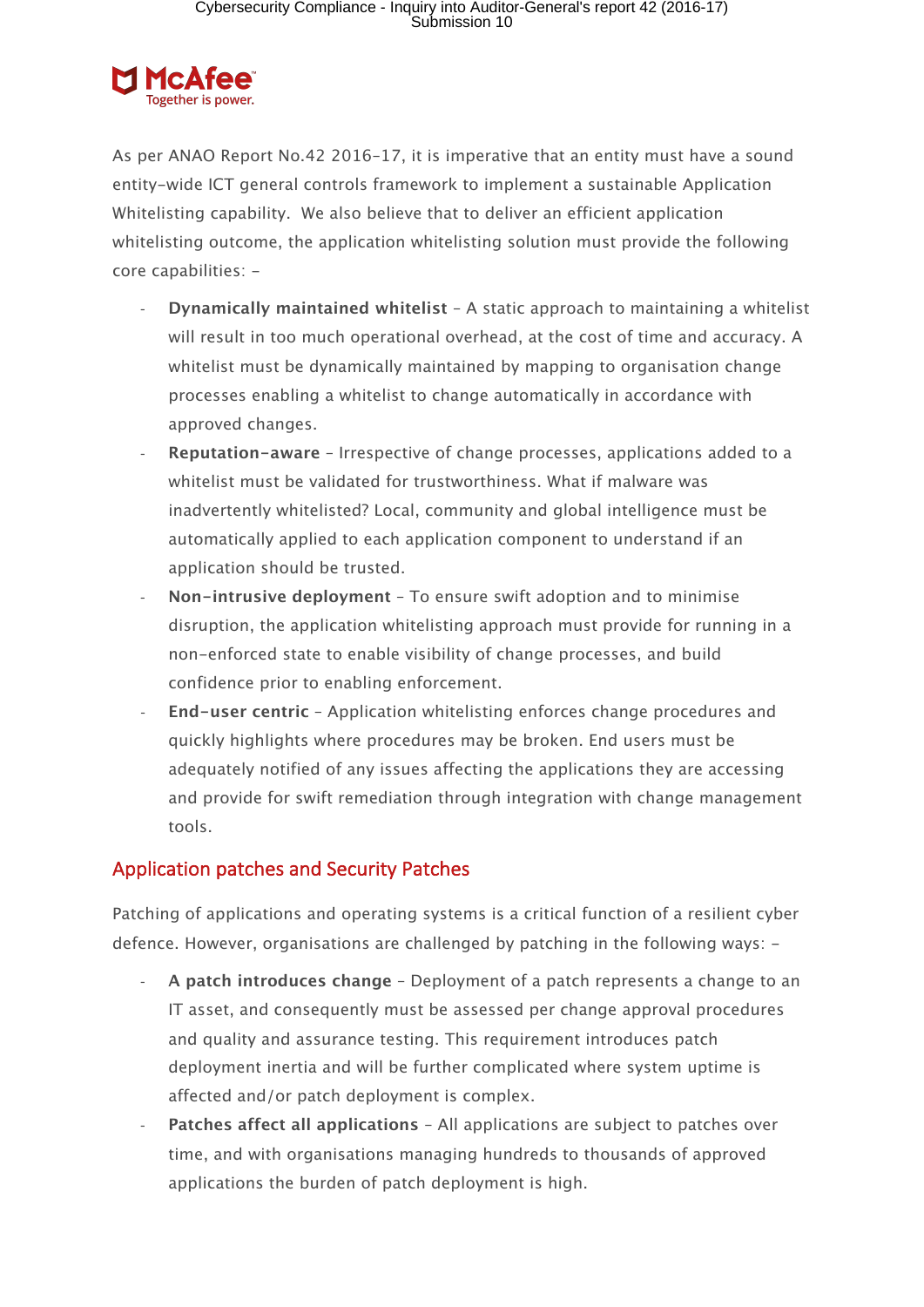As per ANAO Report No.42 2016-17, it is imperative that an entity must have a sound entity-wide ICT general controls framework to implement a sustainable Application Whitelisting capability. We also believe that to deliver an efficient application whitelisting outcome, the application whitelisting solution must provide the following core capabilities: -

- **Dynamically maintained whitelist** - A static approach to maintaining a whitelist will result in too much operational overhead, at the cost of time and accuracy. A whitelist must be dynamically maintained by mapping to organisation change processes enabling a whitelist to change automatically in accordance with approved changes.
- **Reputation-aware** - Irrespective of change processes, applications added to a whitelist must be validated for trustworthiness. What if malware was inadvertently whitelisted? Local, community and global intelligence must be automatically applied to each application component to understand if an application should be trusted.
- **Non-intrusive deployment** - To ensure swift adoption and to minimise disruption, the application whitelisting approach must provide for running in a non-enforced state to enable visibility of change processes, and build confidence prior to enabling enforcement.
- **End-user centric** - Application whitelisting enforces change procedures and quickly highlights where procedures may be broken. End users must be adequately notified of any issues affecting the applications they are accessing and provide for swift remediation through integration with change management tools.

## Application patches and Security Patches

Patching of applications and operating systems is a critical function of a resilient cyber defence. However, organisations are challenged by patching in the following ways: -

- **A patch introduces change** - Deployment of a patch represents a change to an IT asset, and consequently must be assessed per change approval procedures and quality and assurance testing. This requirement introduces patch deployment inertia and will be further complicated where system uptime is affected and/or patch deployment is complex.
- **Patches affect all applications** - All applications are subject to patches over time, and with organisations managing hundreds to thousands of approved applications the burden of patch deployment is high.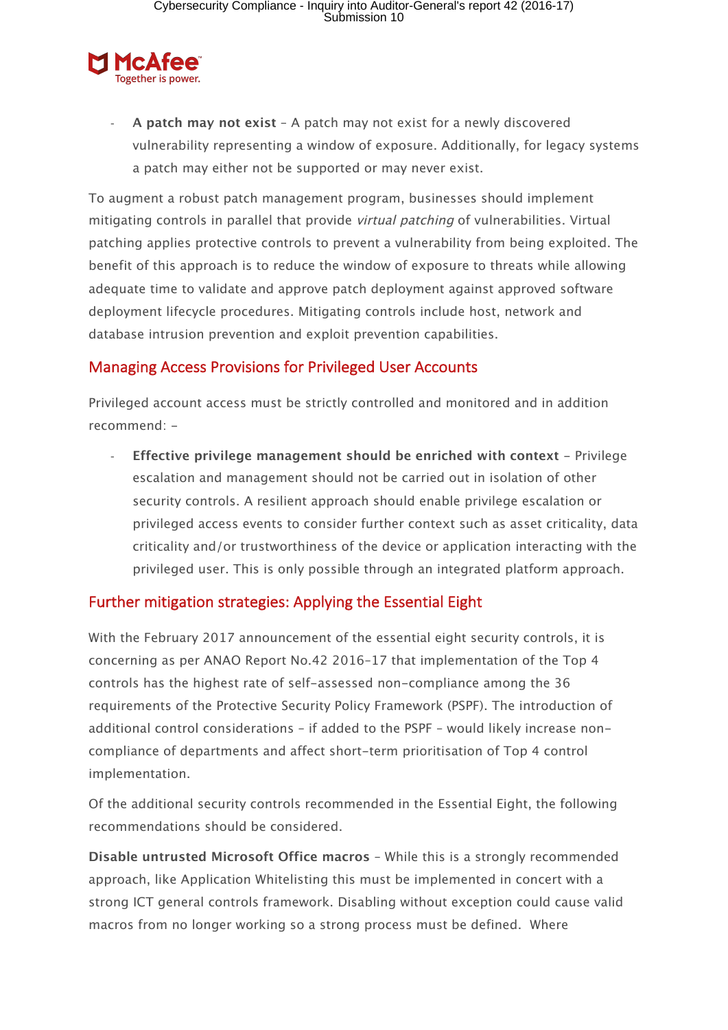- **A patch may not exist** – A patch may not exist for a newly discovered vulnerability representing a window of exposure. Additionally, for legacy systems a patch may either not be supported or may never exist.

To augment a robust patch management program, businesses should implement mitigating controls in parallel that provide *virtual patching* of vulnerabilities. Virtual patching applies protective controls to prevent a vulnerability from being exploited. The benefit of this approach is to reduce the window of exposure to threats while allowing adequate time to validate and approve patch deployment against approved software deployment lifecycle procedures. Mitigating controls include host, network and database intrusion prevention and exploit prevention capabilities.

## Managing Access Provisions for Privileged User Accounts

Privileged account access must be strictly controlled and monitored and in addition recommend: -

- **Effective privilege management should be enriched with context** – Privilege escalation and management should not be carried out in isolation of other security controls. A resilient approach should enable privilege escalation or privileged access events to consider further context such as asset criticality, data criticality and/or trustworthiness of the device or application interacting with the privileged user. This is only possible through an integrated platform approach.

## Further mitigation strategies: Applying the Essential Eight

With the February 2017 announcement of the essential eight security controls, it is concerning as per ANAO Report No.42 2016-17 that implementation of the Top 4 controls has the highest rate of self-assessed non-compliance among the 36 requirements of the Protective Security Policy Framework (PSPF). The introduction of additional control considerations – if added to the PSPF – would likely increase non-compliance of departments and affect short-term prioritisation of Top 4 control implementation.

Of the additional security controls recommended in the Essential Eight, the following recommendations should be considered.

**Disable untrusted Microsoft Office macros** – While this is a strongly recommended approach, like Application Whitelisting this must be implemented in concert with a strong ICT general controls framework. Disabling without exception could cause valid macros from no longer working so a strong process must be defined. Where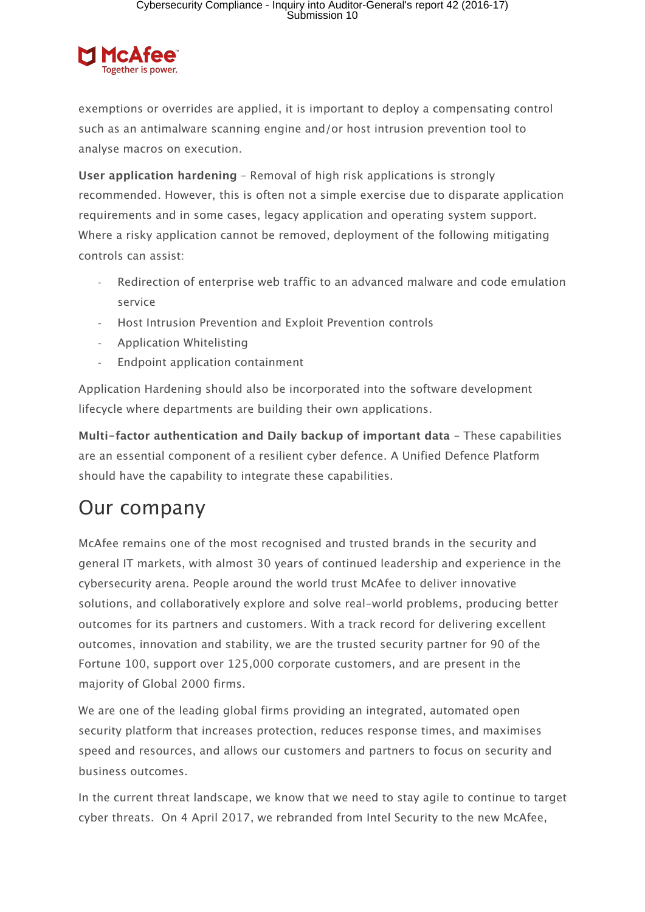exemptions or overrides are applied, it is important to deploy a compensating control such as an antimalware scanning engine and/or host intrusion prevention tool to analyse macros on execution.

**User application hardening** – Removal of high risk applications is strongly recommended. However, this is often not a simple exercise due to disparate application requirements and in some cases, legacy application and operating system support. Where a risky application cannot be removed, deployment of the following mitigating controls can assist:

- Redirection of enterprise web traffic to an advanced malware and code emulation service
- Host Intrusion Prevention and Exploit Prevention controls
- Application Whitelisting
- Endpoint application containment

Application Hardening should also be incorporated into the software development lifecycle where departments are building their own applications.

**Multi-factor authentication and Daily backup of important data** – These capabilities are an essential component of a resilient cyber defence. A Unified Defence Platform should have the capability to integrate these capabilities.

# Our company

McAfee remains one of the most recognised and trusted brands in the security and general IT markets, with almost 30 years of continued leadership and experience in the cybersecurity arena. People around the world trust McAfee to deliver innovative solutions, and collaboratively explore and solve real-world problems, producing better outcomes for its partners and customers. With a track record for delivering excellent outcomes, innovation and stability, we are the trusted security partner for 90 of the Fortune 100, support over 125,000 corporate customers, and are present in the majority of Global 2000 firms.

We are one of the leading global firms providing an integrated, automated open security platform that increases protection, reduces response times, and maximises speed and resources, and allows our customers and partners to focus on security and business outcomes.

In the current threat landscape, we know that we need to stay agile to continue to target cyber threats. On 4 April 2017, we rebranded from Intel Security to the new McAfee,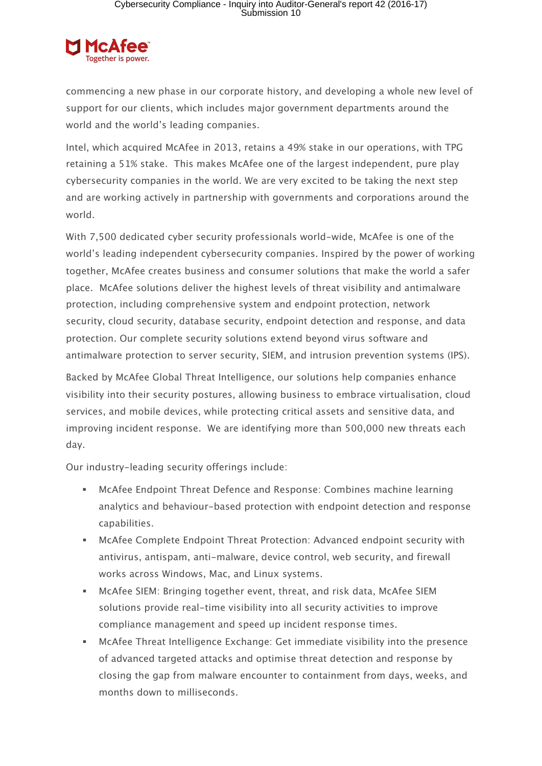commencing a new phase in our corporate history, and developing a whole new level of support for our clients, which includes major government departments around the world and the world's leading companies.

Intel, which acquired McAfee in 2013, retains a 49% stake in our operations, with TPG retaining a 51% stake. This makes McAfee one of the largest independent, pure play cybersecurity companies in the world. We are very excited to be taking the next step and are working actively in partnership with governments and corporations around the world.

With 7,500 dedicated cyber security professionals world-wide, McAfee is one of the world's leading independent cybersecurity companies. Inspired by the power of working together, McAfee creates business and consumer solutions that make the world a safer place. McAfee solutions deliver the highest levels of threat visibility and antimalware protection, including comprehensive system and endpoint protection, network security, cloud security, database security, endpoint detection and response, and data protection. Our complete security solutions extend beyond virus software and antimalware protection to server security, SIEM, and intrusion prevention systems (IPS).

Backed by McAfee Global Threat Intelligence, our solutions help companies enhance visibility into their security postures, allowing business to embrace virtualisation, cloud services, and mobile devices, while protecting critical assets and sensitive data, and improving incident response. We are identifying more than 500,000 new threats each day.

Our industry-leading security offerings include:

- McAfee Endpoint Threat Defence and Response: Combines machine learning analytics and behaviour-based protection with endpoint detection and response capabilities.
- McAfee Complete Endpoint Threat Protection: Advanced endpoint security with antivirus, antispam, anti-malware, device control, web security, and firewall works across Windows, Mac, and Linux systems.
- McAfee SIEM: Bringing together event, threat, and risk data, McAfee SIEM solutions provide real-time visibility into all security activities to improve compliance management and speed up incident response times.
- McAfee Threat Intelligence Exchange: Get immediate visibility into the presence of advanced targeted attacks and optimise threat detection and response by closing the gap from malware encounter to containment from days, weeks, and months down to milliseconds.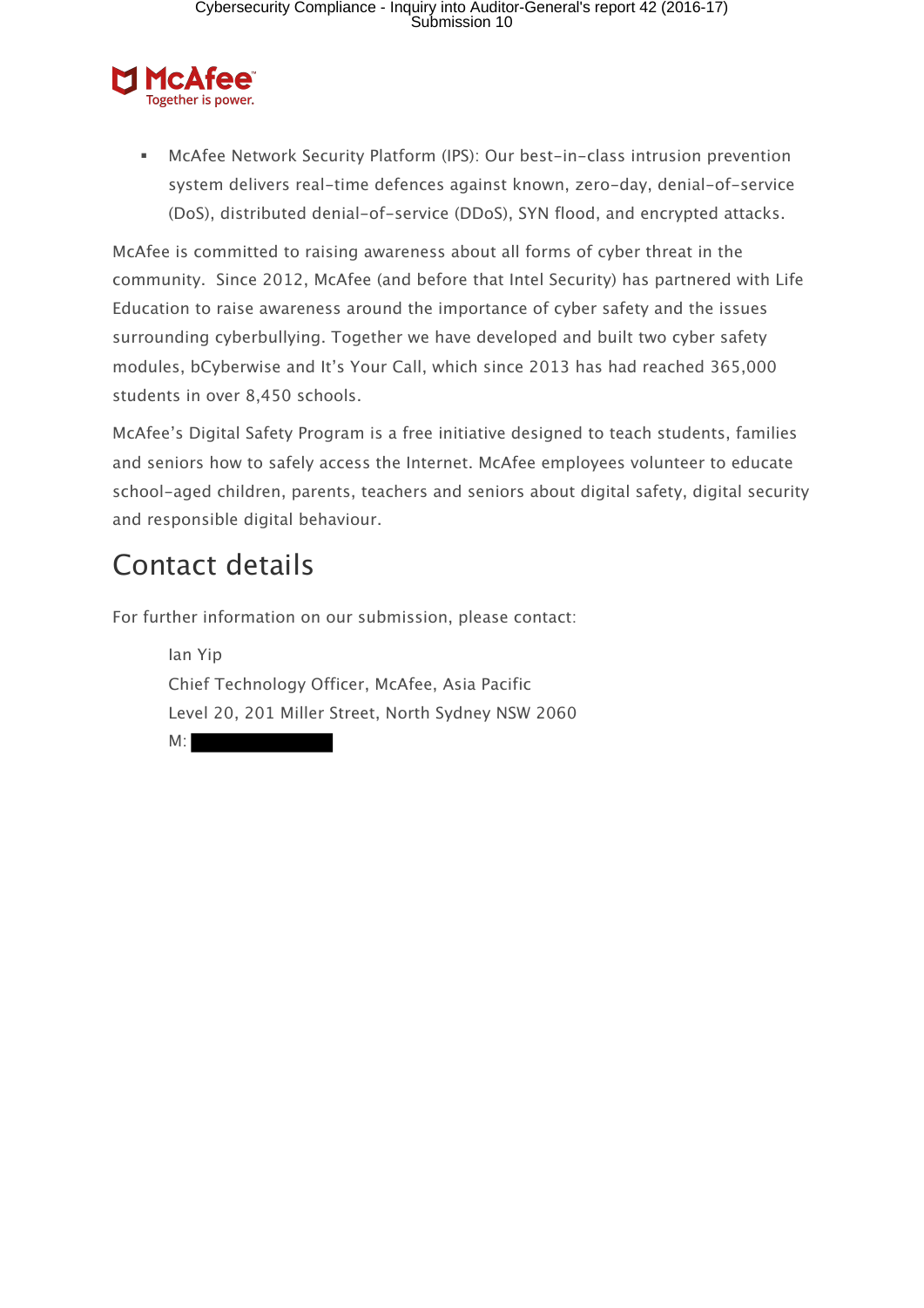- McAfee Network Security Platform (IPS): Our best-in-class intrusion prevention system delivers real-time defences against known, zero-day, denial-of-service (DoS), distributed denial-of-service (DDoS), SYN flood, and encrypted attacks.

McAfee is committed to raising awareness about all forms of cyber threat in the community. Since 2012, McAfee (and before that Intel Security) has partnered with Life Education to raise awareness around the importance of cyber safety and the issues surrounding cyberbullying. Together we have developed and built two cyber safety modules, bCyberwise and It's Your Call, which since 2013 has had reached 365,000 students in over 8,450 schools.

McAfee's Digital Safety Program is a free initiative designed to teach students, families and seniors how to safely access the Internet. McAfee employees volunteer to educate school-aged children, parents, teachers and seniors about digital safety, digital security and responsible digital behaviour.

# Contact details

For further information on our submission, please contact:

Ian Yip
Chief Technology Officer, McAfee, Asia Pacific
Level 20, 201 Miller Street, North Sydney NSW 2060
M: